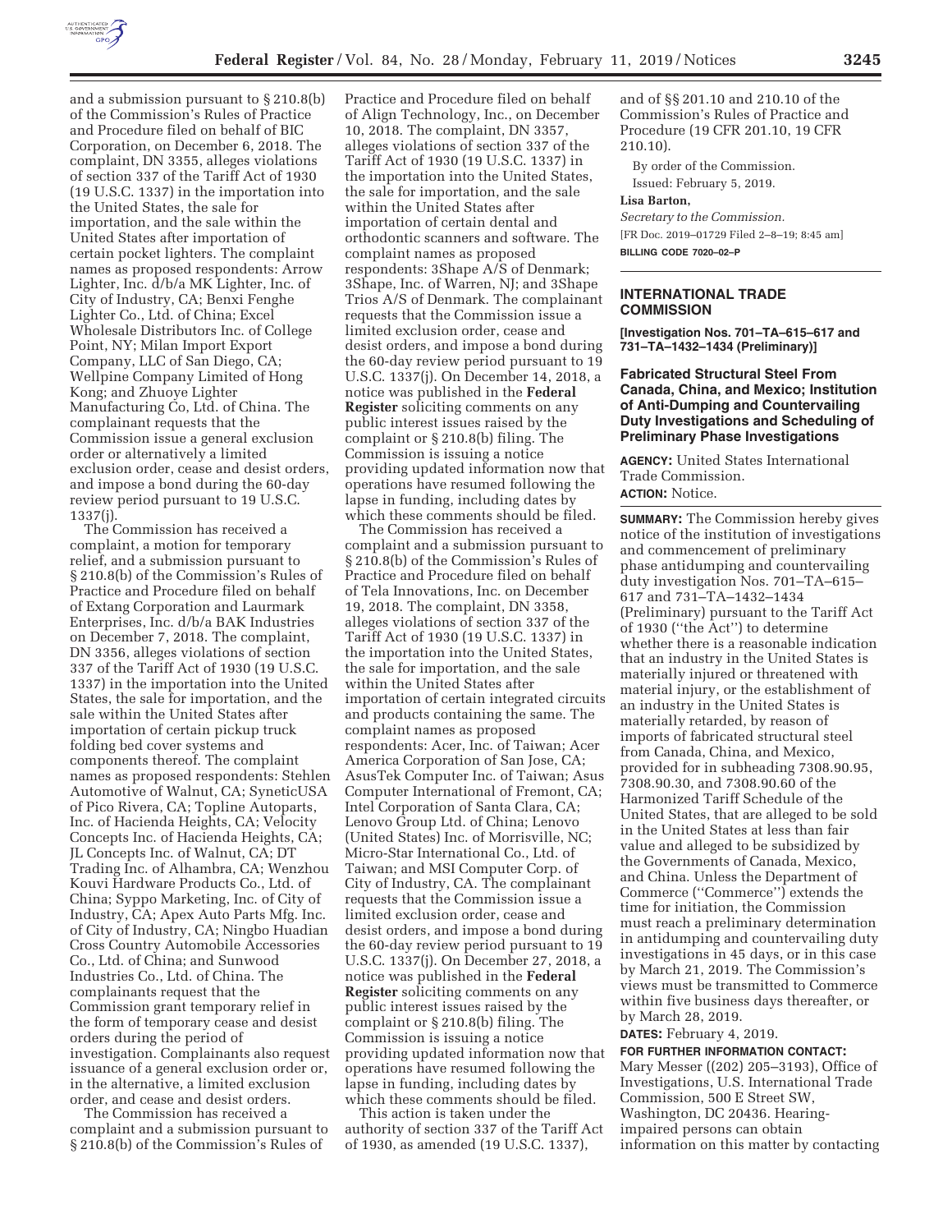and a submission pursuant to § 210.8(b) of the Commission's Rules of Practice and Procedure filed on behalf of BIC Corporation, on December 6, 2018. The complaint, DN 3355, alleges violations of section 337 of the Tariff Act of 1930 (19 U.S.C. 1337) in the importation into the United States, the sale for importation, and the sale within the United States after importation of certain pocket lighters. The complaint names as proposed respondents: Arrow Lighter, Inc. d/b/a MK Lighter, Inc. of City of Industry, CA; Benxi Fenghe Lighter Co., Ltd. of China; Excel Wholesale Distributors Inc. of College Point, NY; Milan Import Export Company, LLC of San Diego, CA; Wellpine Company Limited of Hong Kong; and Zhuoye Lighter Manufacturing Co, Ltd. of China. The complainant requests that the Commission issue a general exclusion order or alternatively a limited exclusion order, cease and desist orders, and impose a bond during the 60-day review period pursuant to 19 U.S.C. 1337(j).

The Commission has received a complaint, a motion for temporary relief, and a submission pursuant to § 210.8(b) of the Commission's Rules of Practice and Procedure filed on behalf of Extang Corporation and Laurmark Enterprises, Inc. d/b/a BAK Industries on December 7, 2018. The complaint, DN 3356, alleges violations of section 337 of the Tariff Act of 1930 (19 U.S.C. 1337) in the importation into the United States, the sale for importation, and the sale within the United States after importation of certain pickup truck folding bed cover systems and components thereof. The complaint names as proposed respondents: Stehlen Automotive of Walnut, CA; SyneticUSA of Pico Rivera, CA; Topline Autoparts, Inc. of Hacienda Heights, CA; Velocity Concepts Inc. of Hacienda Heights, CA; JL Concepts Inc. of Walnut, CA; DT Trading Inc. of Alhambra, CA; Wenzhou Kouvi Hardware Products Co., Ltd. of China; Syppo Marketing, Inc. of City of Industry, CA; Apex Auto Parts Mfg. Inc. of City of Industry, CA; Ningbo Huadian Cross Country Automobile Accessories Co., Ltd. of China; and Sunwood Industries Co., Ltd. of China. The complainants request that the Commission grant temporary relief in the form of temporary cease and desist orders during the period of investigation. Complainants also request issuance of a general exclusion order or, in the alternative, a limited exclusion order, and cease and desist orders.

The Commission has received a complaint and a submission pursuant to § 210.8(b) of the Commission's Rules of Practice and Procedure filed on behalf of Align Technology, Inc., on December 10, 2018. The complaint, DN 3357, alleges violations of section 337 of the Tariff Act of 1930 (19 U.S.C. 1337) in the importation into the United States, the sale for importation, and the sale within the United States after importation of certain dental and orthodontic scanners and software. The complaint names as proposed respondents: 3Shape A/S of Denmark; 3Shape, Inc. of Warren, NJ; and 3Shape Trios A/S of Denmark. The complainant requests that the Commission issue a limited exclusion order, cease and desist orders, and impose a bond during the 60-day review period pursuant to 19 U.S.C. 1337(j). On December 14, 2018, a notice was published in the **Federal Register** soliciting comments on any public interest issues raised by the complaint or § 210.8(b) filing. The Commission is issuing a notice providing updated information now that operations have resumed following the lapse in funding, including dates by which these comments should be filed.

The Commission has received a complaint and a submission pursuant to § 210.8(b) of the Commission's Rules of Practice and Procedure filed on behalf of Tela Innovations, Inc. on December 19, 2018. The complaint, DN 3358, alleges violations of section 337 of the Tariff Act of 1930 (19 U.S.C. 1337) in the importation into the United States, the sale for importation, and the sale within the United States after importation of certain integrated circuits and products containing the same. The complaint names as proposed respondents: Acer, Inc. of Taiwan; Acer America Corporation of San Jose, CA; AsusTek Computer Inc. of Taiwan; Asus Computer International of Fremont, CA; Intel Corporation of Santa Clara, CA; Lenovo Group Ltd. of China; Lenovo (United States) Inc. of Morrisville, NC; Micro-Star International Co., Ltd. of Taiwan; and MSI Computer Corp. of City of Industry, CA. The complainant requests that the Commission issue a limited exclusion order, cease and desist orders, and impose a bond during the 60-day review period pursuant to 19 U.S.C. 1337(j). On December 27, 2018, a notice was published in the **Federal Register** soliciting comments on any public interest issues raised by the complaint or § 210.8(b) filing. The Commission is issuing a notice providing updated information now that operations have resumed following the lapse in funding, including dates by which these comments should be filed.

This action is taken under the authority of section 337 of the Tariff Act of 1930, as amended (19 U.S.C. 1337), and of §§ 201.10 and 210.10 of the Commission's Rules of Practice and Procedure (19 CFR 201.10, 19 CFR 210.10).

By order of the Commission.

Issued: February 5, 2019.

**Lisa Barton,**

*Secretary to the Commission.*

[FR Doc. 2019–01729 Filed 2–8–19; 8:45 am]

**BILLING CODE 7020–02–P**

## INTERNATIONAL TRADE COMMISSION

**[Investigation Nos. 701–TA–615–617 and 731–TA–1432–1434 (Preliminary)]**

## Fabricated Structural Steel From Canada, China, and Mexico; Institution of Anti-Dumping and Countervailing Duty Investigations and Scheduling of Preliminary Phase Investigations

**AGENCY:** United States International Trade Commission.

**ACTION:** Notice.

**SUMMARY:** The Commission hereby gives notice of the institution of investigations and commencement of preliminary phase antidumping and countervailing duty investigation Nos. 701–TA–615–617 and 731–TA–1432–1434 (Preliminary) pursuant to the Tariff Act of 1930 (''the Act'') to determine whether there is a reasonable indication that an industry in the United States is materially injured or threatened with material injury, or the establishment of an industry in the United States is materially retarded, by reason of imports of fabricated structural steel from Canada, China, and Mexico, provided for in subheading 7308.90.95, 7308.90.30, and 7308.90.60 of the Harmonized Tariff Schedule of the United States, that are alleged to be sold in the United States at less than fair value and alleged to be subsidized by the Governments of Canada, Mexico, and China. Unless the Department of Commerce (''Commerce'') extends the time for initiation, the Commission must reach a preliminary determination in antidumping and countervailing duty investigations in 45 days, or in this case by March 21, 2019. The Commission's views must be transmitted to Commerce within five business days thereafter, or by March 28, 2019.

**DATES:** February 4, 2019.

**FOR FURTHER INFORMATION CONTACT:** Mary Messer ((202) 205–3193), Office of Investigations, U.S. International Trade Commission, 500 E Street SW, Washington, DC 20436. Hearing-impaired persons can obtain information on this matter by contacting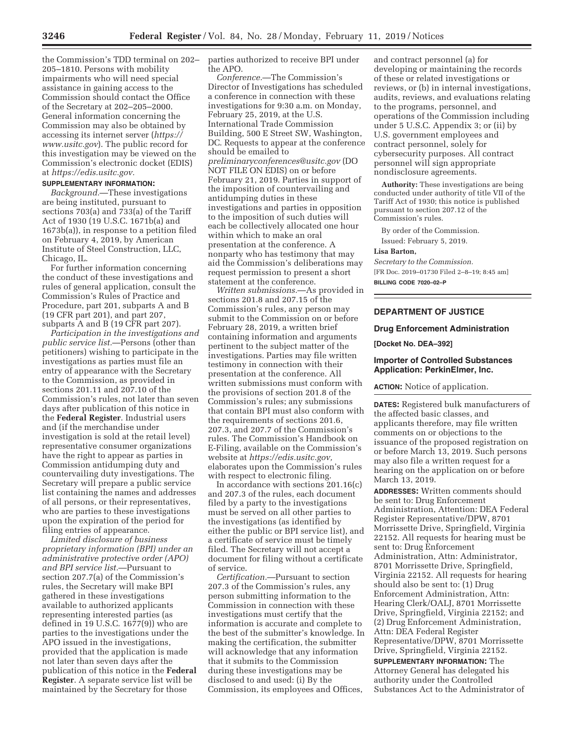the Commission's TDD terminal on 202–205–1810. Persons with mobility impairments who will need special assistance in gaining access to the Commission should contact the Office of the Secretary at 202–205–2000. General information concerning the Commission may also be obtained by accessing its internet server (*https://www.usitc.gov*). The public record for this investigation may be viewed on the Commission's electronic docket (EDIS) at *https://edis.usitc.gov.*

**SUPPLEMENTARY INFORMATION:**

*Background.*—These investigations are being instituted, pursuant to sections 703(a) and 733(a) of the Tariff Act of 1930 (19 U.S.C. 1671b(a) and 1673b(a)), in response to a petition filed on February 4, 2019, by American Institute of Steel Construction, LLC, Chicago, IL.

For further information concerning the conduct of these investigations and rules of general application, consult the Commission's Rules of Practice and Procedure, part 201, subparts A and B (19 CFR part 201), and part 207, subparts A and B (19 CFR part 207).

*Participation in the investigations and public service list.*—Persons (other than petitioners) wishing to participate in the investigations as parties must file an entry of appearance with the Secretary to the Commission, as provided in sections 201.11 and 207.10 of the Commission's rules, not later than seven days after publication of this notice in the **Federal Register**. Industrial users and (if the merchandise under investigation is sold at the retail level) representative consumer organizations have the right to appear as parties in Commission antidumping duty and countervailing duty investigations. The Secretary will prepare a public service list containing the names and addresses of all persons, or their representatives, who are parties to these investigations upon the expiration of the period for filing entries of appearance.

*Limited disclosure of business proprietary information (BPI) under an administrative protective order (APO) and BPI service list.*—Pursuant to section 207.7(a) of the Commission's rules, the Secretary will make BPI gathered in these investigations available to authorized applicants representing interested parties (as defined in 19 U.S.C. 1677(9)) who are parties to the investigations under the APO issued in the investigations, provided that the application is made not later than seven days after the publication of this notice in the **Federal Register**. A separate service list will be maintained by the Secretary for those parties authorized to receive BPI under the APO.

*Conference.*—The Commission's Director of Investigations has scheduled a conference in connection with these investigations for 9:30 a.m. on Monday, February 25, 2019, at the U.S. International Trade Commission Building, 500 E Street SW, Washington, DC. Requests to appear at the conference should be emailed to *preliminaryconferences@usitc.gov* (DO NOT FILE ON EDIS) on or before February 21, 2019. Parties in support of the imposition of countervailing and antidumping duties in these investigations and parties in opposition to the imposition of such duties will each be collectively allocated one hour within which to make an oral presentation at the conference. A nonparty who has testimony that may aid the Commission's deliberations may request permission to present a short statement at the conference.

*Written submissions.*—As provided in sections 201.8 and 207.15 of the Commission's rules, any person may submit to the Commission on or before February 28, 2019, a written brief containing information and arguments pertinent to the subject matter of the investigations. Parties may file written testimony in connection with their presentation at the conference. All written submissions must conform with the provisions of section 201.8 of the Commission's rules; any submissions that contain BPI must also conform with the requirements of sections 201.6, 207.3, and 207.7 of the Commission's rules. The Commission's Handbook on E-Filing, available on the Commission's website at *https://edis.usitc.gov,* elaborates upon the Commission's rules with respect to electronic filing.

In accordance with sections 201.16(c) and 207.3 of the rules, each document filed by a party to the investigations must be served on all other parties to the investigations (as identified by either the public or BPI service list), and a certificate of service must be timely filed. The Secretary will not accept a document for filing without a certificate of service.

*Certification.*—Pursuant to section 207.3 of the Commission's rules, any person submitting information to the Commission in connection with these investigations must certify that the information is accurate and complete to the best of the submitter's knowledge. In making the certification, the submitter will acknowledge that any information that it submits to the Commission during these investigations may be disclosed to and used: (i) By the Commission, its employees and Offices, and contract personnel (a) for developing or maintaining the records of these or related investigations or reviews, or (b) in internal investigations, audits, reviews, and evaluations relating to the programs, personnel, and operations of the Commission including under 5 U.S.C. Appendix 3; or (ii) by U.S. government employees and contract personnel, solely for cybersecurity purposes. All contract personnel will sign appropriate nondisclosure agreements.

**Authority:** These investigations are being conducted under authority of title VII of the Tariff Act of 1930; this notice is published pursuant to section 207.12 of the Commission's rules.

By order of the Commission.

Issued: February 5, 2019.

**Lisa Barton,**

*Secretary to the Commission.*

[FR Doc. 2019–01730 Filed 2–8–19; 8:45 am]

**BILLING CODE 7020–02–P**

## DEPARTMENT OF JUSTICE

### Drug Enforcement Administration

**[Docket No. DEA–392]**

### Importer of Controlled Substances Application: PerkinElmer, Inc.

**ACTION:** Notice of application.

**DATES:** Registered bulk manufacturers of the affected basic classes, and applicants therefore, may file written comments on or objections to the issuance of the proposed registration on or before March 13, 2019. Such persons may also file a written request for a hearing on the application on or before March 13, 2019.

**ADDRESSES:** Written comments should be sent to: Drug Enforcement Administration, Attention: DEA Federal Register Representative/DPW, 8701 Morrissette Drive, Springfield, Virginia 22152. All requests for hearing must be sent to: Drug Enforcement Administration, Attn: Administrator, 8701 Morrissette Drive, Springfield, Virginia 22152. All requests for hearing should also be sent to: (1) Drug Enforcement Administration, Attn: Hearing Clerk/OALJ, 8701 Morrissette Drive, Springfield, Virginia 22152; and (2) Drug Enforcement Administration, Attn: DEA Federal Register Representative/DPW, 8701 Morrissette Drive, Springfield, Virginia 22152.

**SUPPLEMENTARY INFORMATION:** The Attorney General has delegated his authority under the Controlled Substances Act to the Administrator of